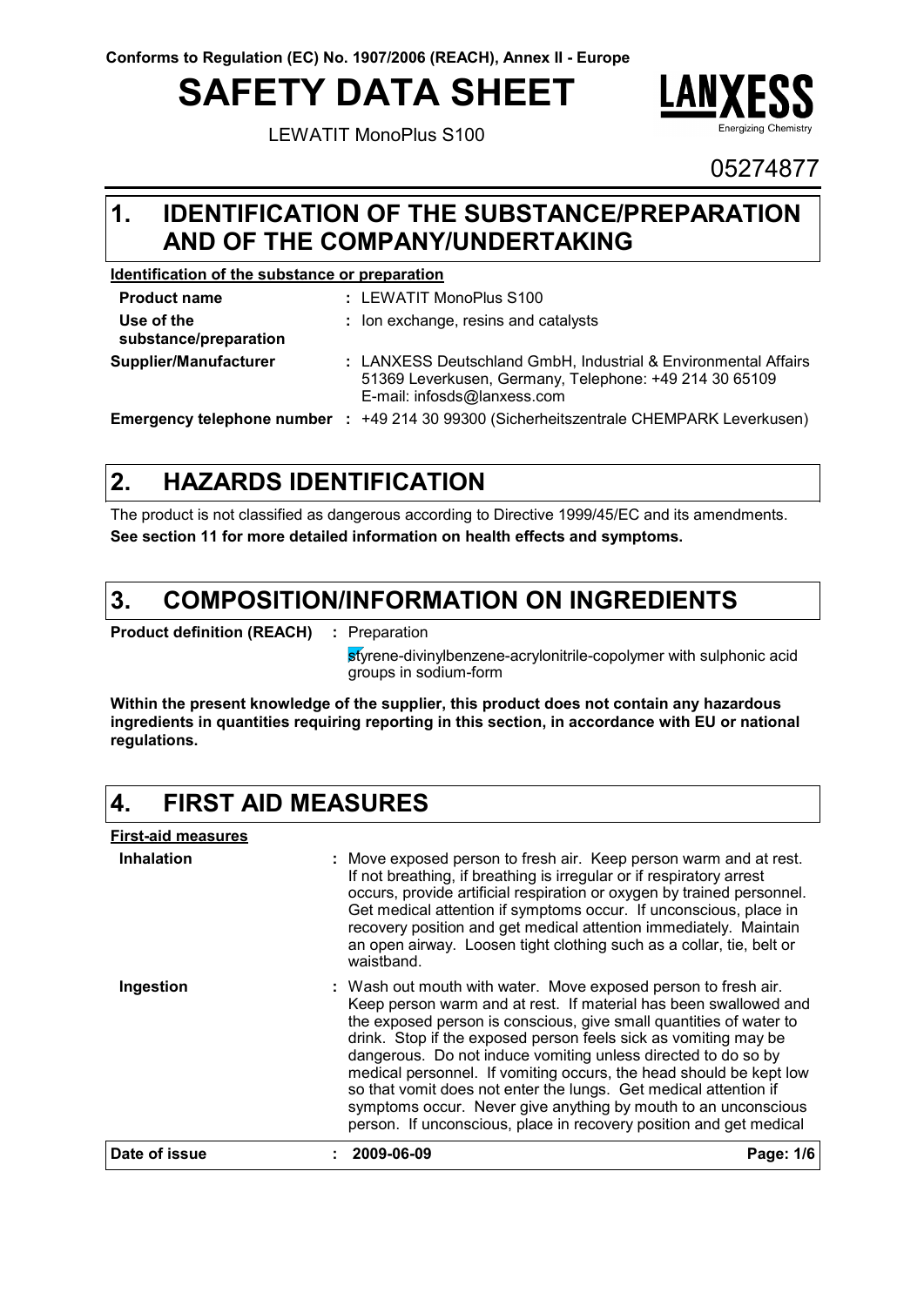**Conforms to Regulation (EC) No. 1907/2006 (REACH), Annex II - Europe**

# SAFETY DATA SHEET

LEWATIT MonoPlus S100

05274877

## 1. IDENTIFICATION OF THE SUBSTANCE/PREPARATION AND OF THE COMPANY/UNDERTAKING

**Identification of the substance or preparation**

| | |
|---|---|
| **Product name** | : LEWATIT MonoPlus S100 |
| **Use of the substance/preparation** | : Ion exchange, resins and catalysts |
| **Supplier/Manufacturer** | : LANXESS Deutschland GmbH, Industrial & Environmental Affairs 51369 Leverkusen, Germany, Telephone: +49 214 30 65109 E-mail: infosds@lanxess.com |
| **Emergency telephone number** | : +49 214 30 99300 (Sicherheitszentrale CHEMPARK Leverkusen) |

## 2. HAZARDS IDENTIFICATION

The product is not classified as dangerous according to Directive 1999/45/EC and its amendments.

**See section 11 for more detailed information on health effects and symptoms.**

## 3. COMPOSITION/INFORMATION ON INGREDIENTS

**Product definition (REACH)** : Preparation

styrene-divinylbenzene-acrylonitrile-copolymer with sulphonic acid groups in sodium-form

**Within the present knowledge of the supplier, this product does not contain any hazardous ingredients in quantities requiring reporting in this section, in accordance with EU or national regulations.**

## 4. FIRST AID MEASURES

**First-aid measures**

**Inhalation** : Move exposed person to fresh air. Keep person warm and at rest. If not breathing, if breathing is irregular or if respiratory arrest occurs, provide artificial respiration or oxygen by trained personnel. Get medical attention if symptoms occur. If unconscious, place in recovery position and get medical attention immediately. Maintain an open airway. Loosen tight clothing such as a collar, tie, belt or waistband.

**Ingestion** : Wash out mouth with water. Move exposed person to fresh air. Keep person warm and at rest. If material has been swallowed and the exposed person is conscious, give small quantities of water to drink. Stop if the exposed person feels sick as vomiting may be dangerous. Do not induce vomiting unless directed to do so by medical personnel. If vomiting occurs, the head should be kept low so that vomit does not enter the lungs. Get medical attention if symptoms occur. Never give anything by mouth to an unconscious person. If unconscious, place in recovery position and get medical

**Date of issue** : **2009-06-09**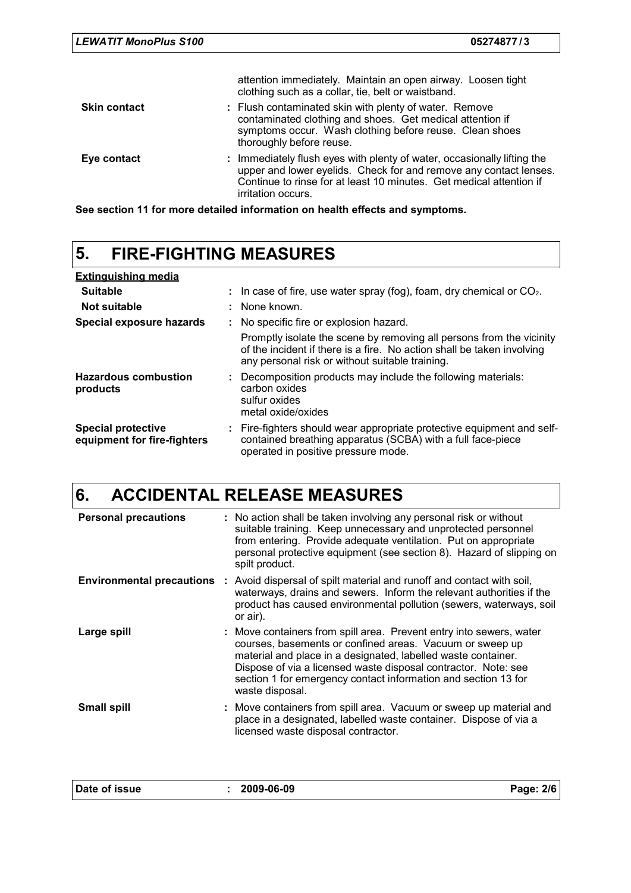attention immediately. Maintain an open airway. Loosen tight clothing such as a collar, tie, belt or waistband.

| | |
|---|---|
| **Skin contact** | : Flush contaminated skin with plenty of water. Remove contaminated clothing and shoes. Get medical attention if symptoms occur. Wash clothing before reuse. Clean shoes thoroughly before reuse. |
| **Eye contact** | : Immediately flush eyes with plenty of water, occasionally lifting the upper and lower eyelids. Check for and remove any contact lenses. Continue to rinse for at least 10 minutes. Get medical attention if irritation occurs. |

**See section 11 for more detailed information on health effects and symptoms.**

## 5. FIRE-FIGHTING MEASURES

**Extinguishing media**

| | |
|---|---|
| **Suitable** | : In case of fire, use water spray (fog), foam, dry chemical or $CO_2$. |
| **Not suitable** | : None known. |
| **Special exposure hazards** | : No specific fire or explosion hazard.<br>Promptly isolate the scene by removing all persons from the vicinity of the incident if there is a fire. No action shall be taken involving any personal risk or without suitable training. |
| **Hazardous combustion products** | : Decomposition products may include the following materials:<br>carbon oxides<br>sulfur oxides<br>metal oxide/oxides |
| **Special protective equipment for fire-fighters** | : Fire-fighters should wear appropriate protective equipment and self-contained breathing apparatus (SCBA) with a full face-piece operated in positive pressure mode. |

## 6. ACCIDENTAL RELEASE MEASURES

| | |
|---|---|
| **Personal precautions** | : No action shall be taken involving any personal risk or without suitable training. Keep unnecessary and unprotected personnel from entering. Provide adequate ventilation. Put on appropriate personal protective equipment (see section 8). Hazard of slipping on spilt product. |
| **Environmental precautions** | : Avoid dispersal of spilt material and runoff and contact with soil, waterways, drains and sewers. Inform the relevant authorities if the product has caused environmental pollution (sewers, waterways, soil or air). |
| **Large spill** | : Move containers from spill area. Prevent entry into sewers, water courses, basements or confined areas. Vacuum or sweep up material and place in a designated, labelled waste container. Dispose of via a licensed waste disposal contractor. Note: see section 1 for emergency contact information and section 13 for waste disposal. |
| **Small spill** | : Move containers from spill area. Vacuum or sweep up material and place in a designated, labelled waste container. Dispose of via a licensed waste disposal contractor. |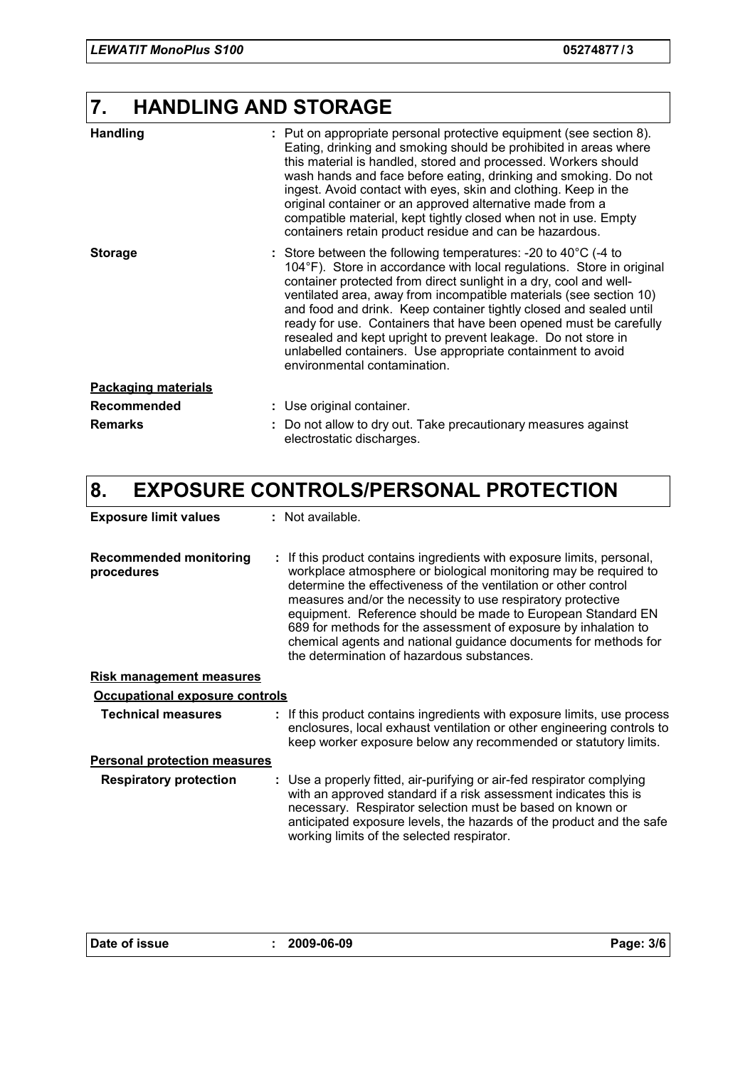## 7. HANDLING AND STORAGE

**Handling** : Put on appropriate personal protective equipment (see section 8). Eating, drinking and smoking should be prohibited in areas where this material is handled, stored and processed. Workers should wash hands and face before eating, drinking and smoking. Do not ingest. Avoid contact with eyes, skin and clothing. Keep in the original container or an approved alternative made from a compatible material, kept tightly closed when not in use. Empty containers retain product residue and can be hazardous.

**Storage** : Store between the following temperatures: -20 to 40°C (-4 to 104°F). Store in accordance with local regulations. Store in original container protected from direct sunlight in a dry, cool and well-ventilated area, away from incompatible materials (see section 10) and food and drink. Keep container tightly closed and sealed until ready for use. Containers that have been opened must be carefully resealed and kept upright to prevent leakage. Do not store in unlabelled containers. Use appropriate containment to avoid environmental contamination.

**Packaging materials**

**Recommended** : Use original container.

**Remarks** : Do not allow to dry out. Take precautionary measures against electrostatic discharges.

## 8. EXPOSURE CONTROLS/PERSONAL PROTECTION

**Exposure limit values** : Not available.

**Recommended monitoring procedures** : If this product contains ingredients with exposure limits, personal, workplace atmosphere or biological monitoring may be required to determine the effectiveness of the ventilation or other control measures and/or the necessity to use respiratory protective equipment. Reference should be made to European Standard EN 689 for methods for the assessment of exposure by inhalation to chemical agents and national guidance documents for methods for the determination of hazardous substances.

**Risk management measures**

**Occupational exposure controls**

**Technical measures** : If this product contains ingredients with exposure limits, use process enclosures, local exhaust ventilation or other engineering controls to keep worker exposure below any recommended or statutory limits.

**Personal protection measures**

**Respiratory protection** : Use a properly fitted, air-purifying or air-fed respirator complying with an approved standard if a risk assessment indicates this is necessary. Respirator selection must be based on known or anticipated exposure levels, the hazards of the product and the safe working limits of the selected respirator.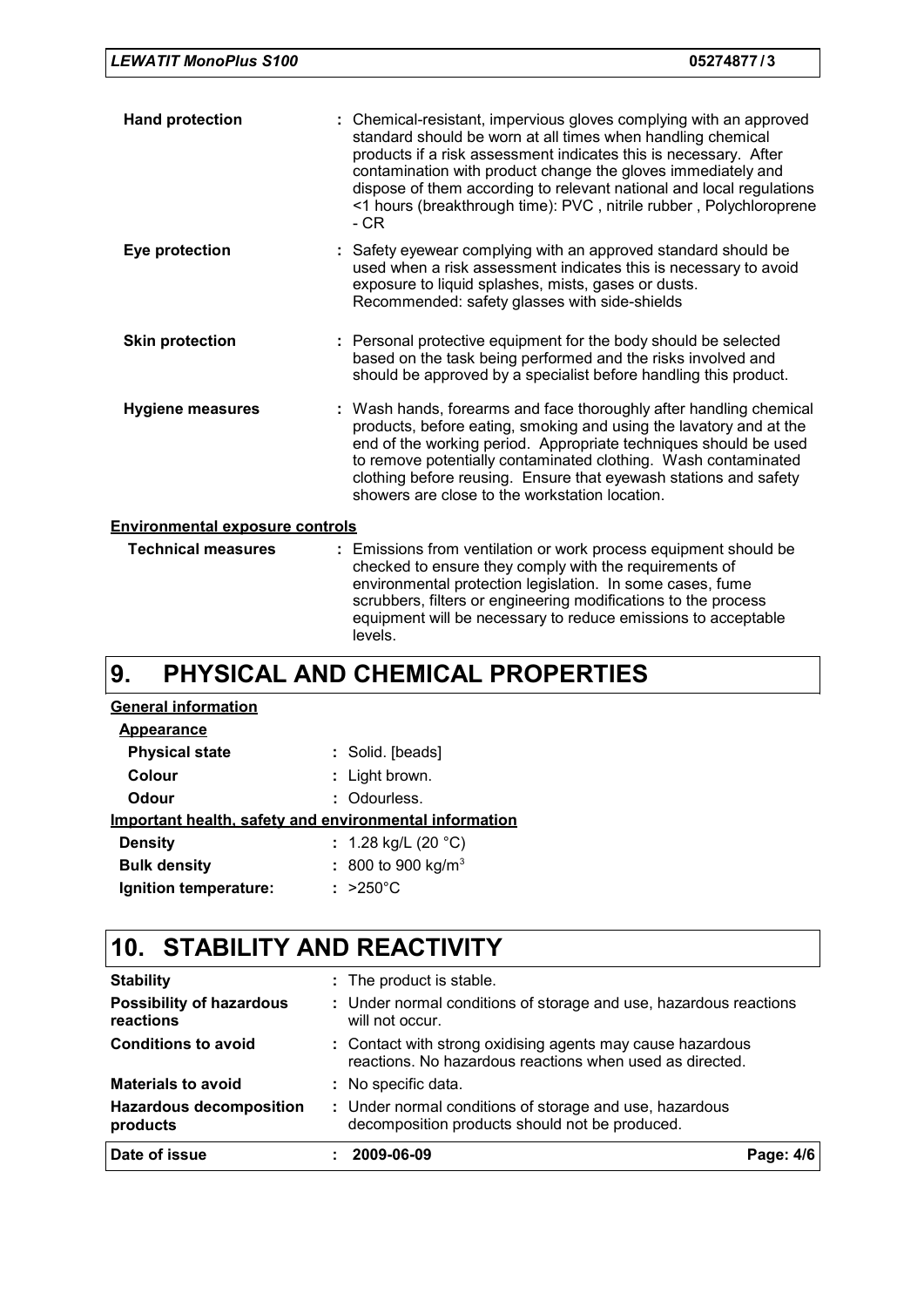**Hand protection** : Chemical-resistant, impervious gloves complying with an approved standard should be worn at all times when handling chemical products if a risk assessment indicates this is necessary. After contamination with product change the gloves immediately and dispose of them according to relevant national and local regulations <1 hours (breakthrough time): PVC , nitrile rubber , Polychloroprene - CR

**Eye protection** : Safety eyewear complying with an approved standard should be used when a risk assessment indicates this is necessary to avoid exposure to liquid splashes, mists, gases or dusts. Recommended: safety glasses with side-shields

**Skin protection** : Personal protective equipment for the body should be selected based on the task being performed and the risks involved and should be approved by a specialist before handling this product.

**Hygiene measures** : Wash hands, forearms and face thoroughly after handling chemical products, before eating, smoking and using the lavatory and at the end of the working period. Appropriate techniques should be used to remove potentially contaminated clothing. Wash contaminated clothing before reusing. Ensure that eyewash stations and safety showers are close to the workstation location.

**Environmental exposure controls**

**Technical measures** : Emissions from ventilation or work process equipment should be checked to ensure they comply with the requirements of environmental protection legislation. In some cases, fume scrubbers, filters or engineering modifications to the process equipment will be necessary to reduce emissions to acceptable levels.

# 9. PHYSICAL AND CHEMICAL PROPERTIES

**General information**

**Appearance**

**Physical state** : Solid. [beads]

**Colour** : Light brown.

**Odour** : Odourless.

**Important health, safety and environmental information**

**Density** : 1.28 kg/L (20 °C)

**Bulk density** : 800 to 900 kg/m$^3$

**Ignition temperature:** : >250°C

# 10. STABILITY AND REACTIVITY

**Stability** : The product is stable.

**Possibility of hazardous reactions** : Under normal conditions of storage and use, hazardous reactions will not occur.

**Conditions to avoid** : Contact with strong oxidising agents may cause hazardous reactions. No hazardous reactions when used as directed.

**Materials to avoid** : No specific data.

**Hazardous decomposition products** : Under normal conditions of storage and use, hazardous decomposition products should not be produced.

**Date of issue** : 2009-06-09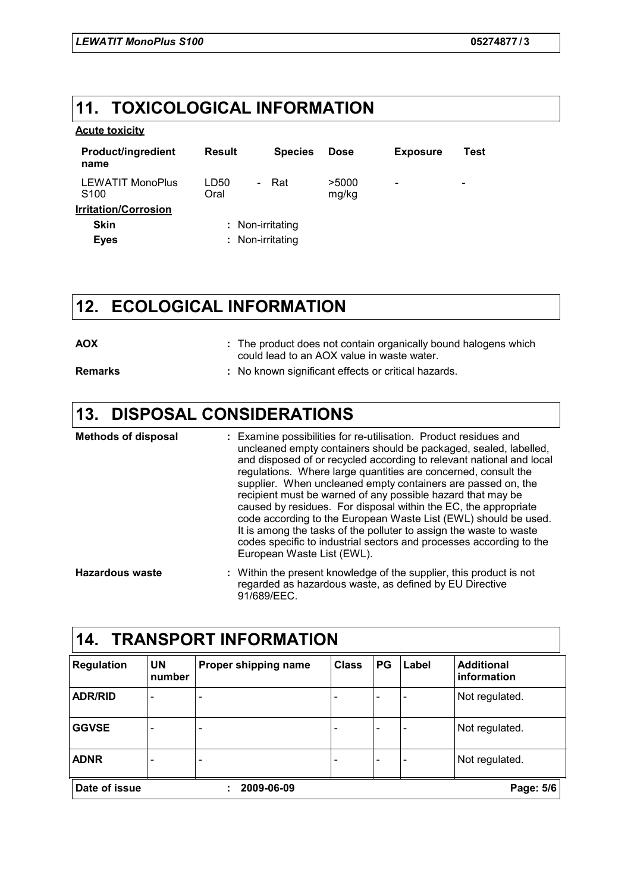## 11. TOXICOLOGICAL INFORMATION

**Acute toxicity**

| Product/ingredient name | Result | Species | Dose | Exposure | Test |
|---|---|---|---|---|---|
| LEWATIT MonoPlus S100 | LD50 Oral | - Rat | >5000 mg/kg | - | - |

**Irritation/Corrosion**

**Skin** : Non-irritating

**Eyes** : Non-irritating

## 12. ECOLOGICAL INFORMATION

**AOX** : The product does not contain organically bound halogens which could lead to an AOX value in waste water.

**Remarks** : No known significant effects or critical hazards.

## 13. DISPOSAL CONSIDERATIONS

**Methods of disposal** : Examine possibilities for re-utilisation. Product residues and uncleaned empty containers should be packaged, sealed, labelled, and disposed of or recycled according to relevant national and local regulations. Where large quantities are concerned, consult the supplier. When uncleaned empty containers are passed on, the recipient must be warned of any possible hazard that may be caused by residues. For disposal within the EC, the appropriate code according to the European Waste List (EWL) should be used. It is among the tasks of the polluter to assign the waste to waste codes specific to industrial sectors and processes according to the European Waste List (EWL).

**Hazardous waste** : Within the present knowledge of the supplier, this product is not regarded as hazardous waste, as defined by EU Directive 91/689/EEC.

## 14. TRANSPORT INFORMATION

| Regulation | UN number | Proper shipping name | Class | PG | Label | Additional information |
|---|---|---|---|---|---|---|
| ADR/RID | - | - | - | - | - | Not regulated. |
| GGVSE | - | - | - | - | - | Not regulated. |
| ADNR | - | - | - | - | - | Not regulated. |

**Date of issue** : 2009-06-09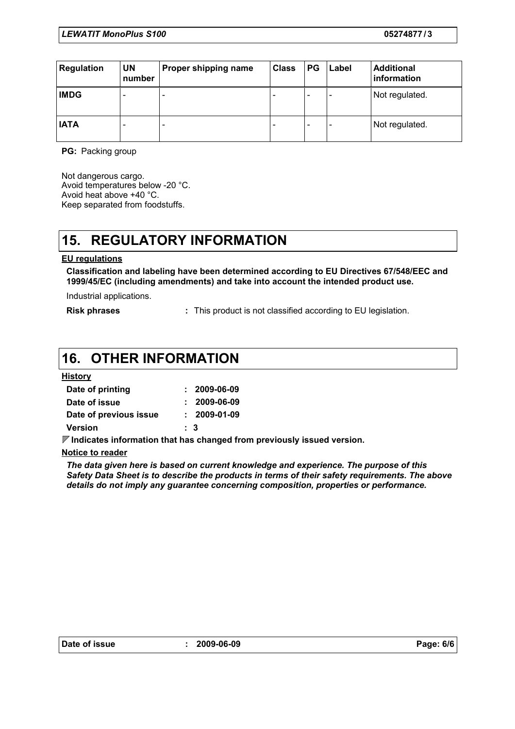| Regulation | UN number | Proper shipping name | Class | PG | Label | Additional information |
|---|---|---|---|---|---|---|
| **IMDG** | - | - | - | - | - | Not regulated. |
| **IATA** | - | - | - | - | - | Not regulated. |

**PG:** Packing group

Not dangerous cargo.
Avoid temperatures below -20 °C.
Avoid heat above +40 °C.
Keep separated from foodstuffs.

# 15. REGULATORY INFORMATION

**EU regulations**

**Classification and labeling have been determined according to EU Directives 67/548/EEC and 1999/45/EC (including amendments) and take into account the intended product use.**

Industrial applications.

**Risk phrases** : This product is not classified according to EU legislation.

# 16. OTHER INFORMATION

**History**

**Date of printing** : **2009-06-09**
**Date of issue** : **2009-06-09**
**Date of previous issue** : **2009-01-09**
**Version** : **3**

**Indicates information that has changed from previously issued version.**

**Notice to reader**

***The data given here is based on current knowledge and experience. The purpose of this Safety Data Sheet is to describe the products in terms of their safety requirements. The above details do not imply any guarantee concerning composition, properties or performance.***